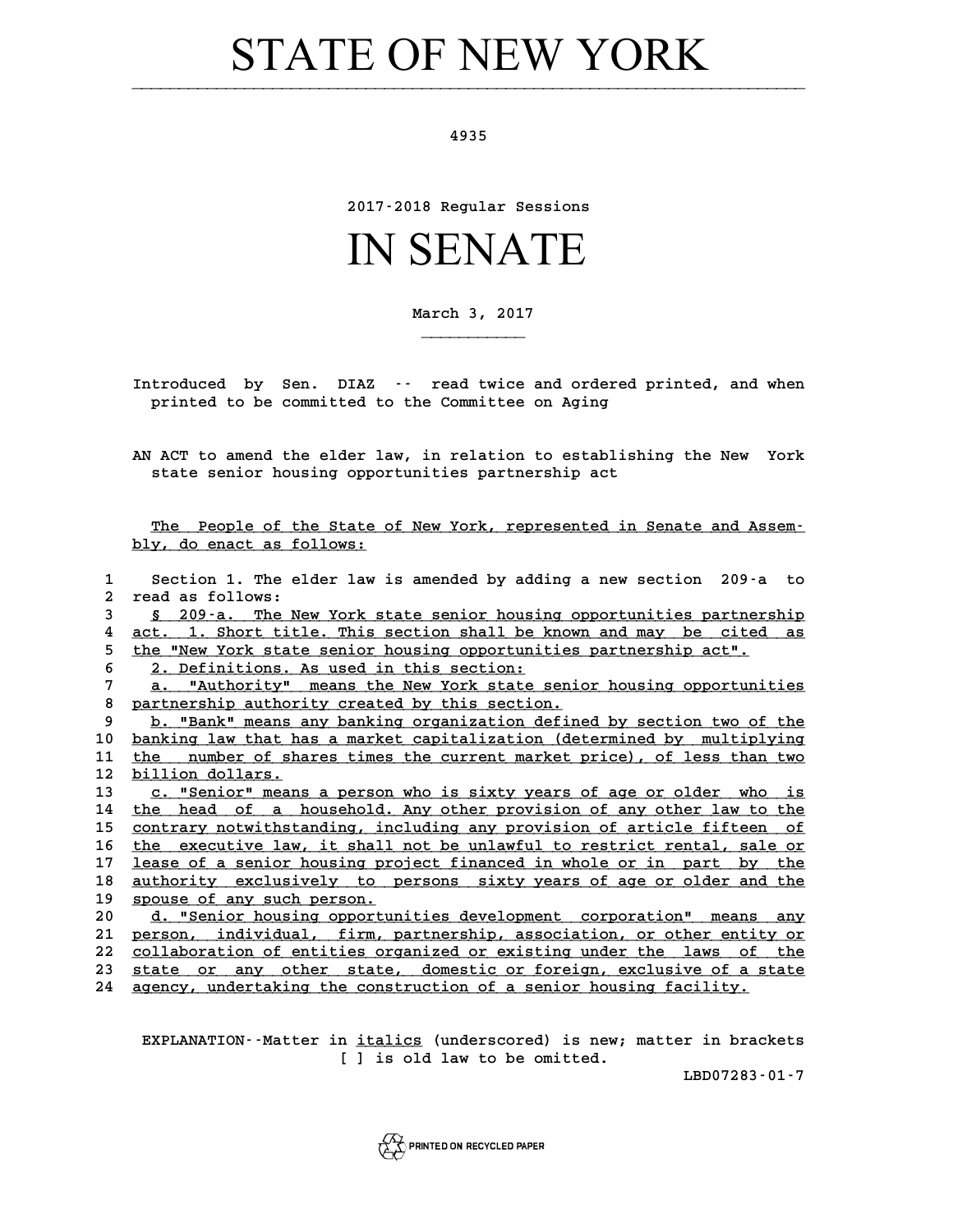# STATE OF NEW YORK

4935

2017-2018 Regular Sessions

# IN SENATE

March 3, 2017

Introduced by Sen. DIAZ -- read twice and ordered printed, and when printed to be committed to the Committee on Aging

AN ACT to amend the elder law, in relation to establishing the New York state senior housing opportunities partnership act

The People of the State of New York, represented in Senate and Assembly, do enact as follows:

1 Section 1. The elder law is amended by adding a new section 209-a to
2 read as follows:
3 § 209-a. The New York state senior housing opportunities partnership
4 act. 1. Short title. This section shall be known and may be cited as
5 the "New York state senior housing opportunities partnership act".
6 2. Definitions. As used in this section:
7 a. "Authority" means the New York state senior housing opportunities
8 partnership authority created by this section.
9 b. "Bank" means any banking organization defined by section two of the
10 banking law that has a market capitalization (determined by multiplying
11 the number of shares times the current market price), of less than two
12 billion dollars.
13 c. "Senior" means a person who is sixty years of age or older who is
14 the head of a household. Any other provision of any other law to the
15 contrary notwithstanding, including any provision of article fifteen of
16 the executive law, it shall not be unlawful to restrict rental, sale or
17 lease of a senior housing project financed in whole or in part by the
18 authority exclusively to persons sixty years of age or older and the
19 spouse of any such person.
20 d. "Senior housing opportunities development corporation" means any
21 person, individual, firm, partnership, association, or other entity or
22 collaboration of entities organized or existing under the laws of the
23 state or any other state, domestic or foreign, exclusive of a state
24 agency, undertaking the construction of a senior housing facility.

EXPLANATION--Matter in *italics* (underscored) is new; matter in brackets [ ] is old law to be omitted.

LBD07283-01-7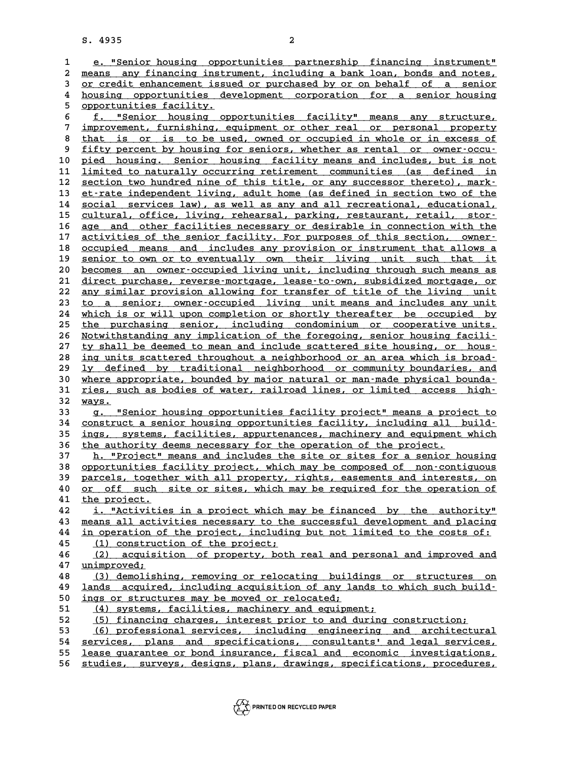e. "Senior housing opportunities partnership financing instrument" means any financing instrument, including a bank loan, bonds and notes, or credit enhancement issued or purchased by or on behalf of a senior housing opportunities development corporation for a senior housing opportunities facility.

f. "Senior housing opportunities facility" means any structure, improvement, furnishing, equipment or other real or personal property that is or is to be used, owned or occupied in whole or in excess of fifty percent by housing for seniors, whether as rental or owner-occupied housing. Senior housing facility means and includes, but is not limited to naturally occurring retirement communities (as defined in section two hundred nine of this title, or any successor thereto), market-rate independent living, adult home (as defined in section two of the social services law), as well as any and all recreational, educational, cultural, office, living, rehearsal, parking, restaurant, retail, storage and other facilities necessary or desirable in connection with the activities of the senior facility. For purposes of this section, owner-occupied means and includes any provision or instrument that allows a senior to own or to eventually own their living unit such that it becomes an owner-occupied living unit, including through such means as direct purchase, reverse-mortgage, lease-to-own, subsidized mortgage, or any similar provision allowing for transfer of title of the living unit to a senior; owner-occupied living unit means and includes any unit which is or will upon completion or shortly thereafter be occupied by the purchasing senior, including condominium or cooperative units. Notwithstanding any implication of the foregoing, senior housing facility shall be deemed to mean and include scattered site housing, or housing units scattered throughout a neighborhood or an area which is broadly defined by traditional neighborhood or community boundaries, and where appropriate, bounded by major natural or man-made physical boundaries, such as bodies of water, railroad lines, or limited access highways.

g. "Senior housing opportunities facility project" means a project to construct a senior housing opportunities facility, including all buildings, systems, facilities, appurtenances, machinery and equipment which the authority deems necessary for the operation of the project.

h. "Project" means and includes the site or sites for a senior housing opportunities facility project, which may be composed of non-contiguous parcels, together with all property, rights, easements and interests, on or off such site or sites, which may be required for the operation of the project.

i. "Activities in a project which may be financed by the authority" means all activities necessary to the successful development and placing in operation of the project, including but not limited to the costs of:

(1) construction of the project;

(2) acquisition of property, both real and personal and improved and unimproved;

(3) demolishing, removing or relocating buildings or structures on lands acquired, including acquisition of any lands to which such buildings or structures may be moved or relocated;

(4) systems, facilities, machinery and equipment;

(5) financing charges, interest prior to and during construction;

(6) professional services, including engineering and architectural services, plans and specifications, consultants' and legal services, lease guarantee or bond insurance, fiscal and economic investigations, studies, surveys, designs, plans, drawings, specifications, procedures,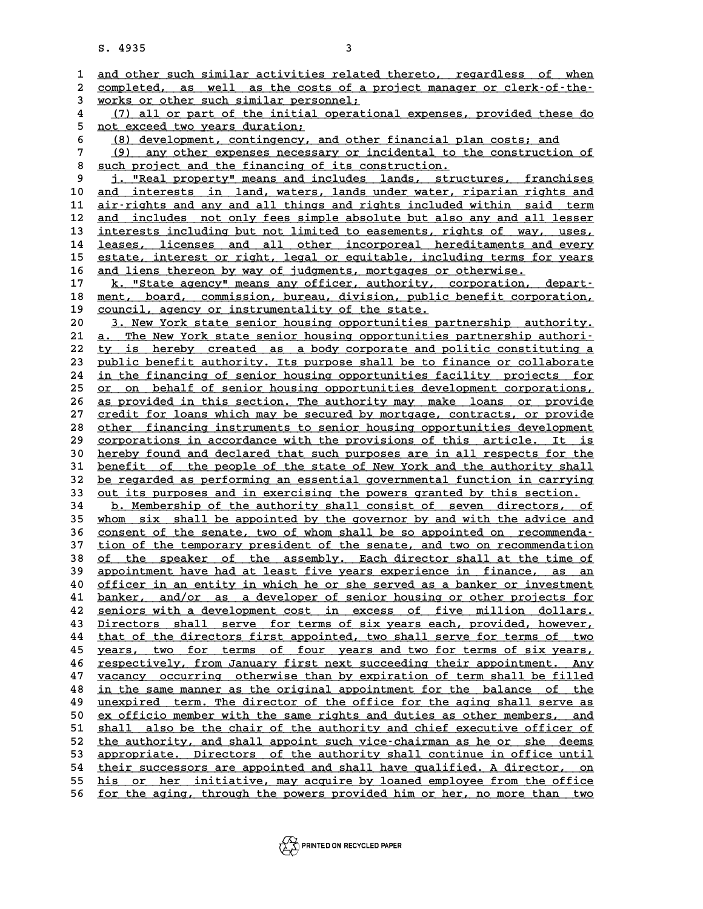and other such similar activities related thereto, regardless of when completed, as well as the costs of a project manager or clerk-of-the-works or other such similar personnel;

(7) all or part of the initial operational expenses, provided these do not exceed two years duration;

(8) development, contingency, and other financial plan costs; and

(9) any other expenses necessary or incidental to the construction of such project and the financing of its construction.

j. "Real property" means and includes lands, structures, franchises and interests in land, waters, lands under water, riparian rights and air-rights and any and all things and rights included within said term and includes not only fees simple absolute but also any and all lesser interests including but not limited to easements, rights of way, uses, leases, licenses and all other incorporeal hereditaments and every estate, interest or right, legal or equitable, including terms for years and liens thereon by way of judgments, mortgages or otherwise.

k. "State agency" means any officer, authority, corporation, department, board, commission, bureau, division, public benefit corporation, council, agency or instrumentality of the state.

3. New York state senior housing opportunities partnership authority.

a. The New York state senior housing opportunities partnership authority is hereby created as a body corporate and politic constituting a public benefit authority. Its purpose shall be to finance or collaborate in the financing of senior housing opportunities facility projects for or on behalf of senior housing opportunities development corporations, as provided in this section. The authority may make loans or provide credit for loans which may be secured by mortgage, contracts, or provide other financing instruments to senior housing opportunities development corporations in accordance with the provisions of this article. It is hereby found and declared that such purposes are in all respects for the benefit of the people of the state of New York and the authority shall be regarded as performing an essential governmental function in carrying out its purposes and in exercising the powers granted by this section.

b. Membership of the authority shall consist of seven directors, of whom six shall be appointed by the governor by and with the advice and consent of the senate, two of whom shall be so appointed on recommendation of the temporary president of the senate, and two on recommendation of the speaker of the assembly. Each director shall at the time of appointment have had at least five years experience in finance, as an officer in an entity in which he or she served as a banker or investment banker, and/or as a developer of senior housing or other projects for seniors with a development cost in excess of five million dollars. Directors shall serve for terms of six years each, provided, however, that of the directors first appointed, two shall serve for terms of two years, two for terms of four years and two for terms of six years, respectively, from January first next succeeding their appointment. Any vacancy occurring otherwise than by expiration of term shall be filled in the same manner as the original appointment for the balance of the unexpired term. The director of the office for the aging shall serve as ex officio member with the same rights and duties as other members, and shall also be the chair of the authority and chief executive officer of the authority, and shall appoint such vice-chairman as he or she deems appropriate. Directors of the authority shall continue in office until their successors are appointed and shall have qualified. A director, on his or her initiative, may acquire by loaned employee from the office for the aging, through the powers provided him or her, no more than two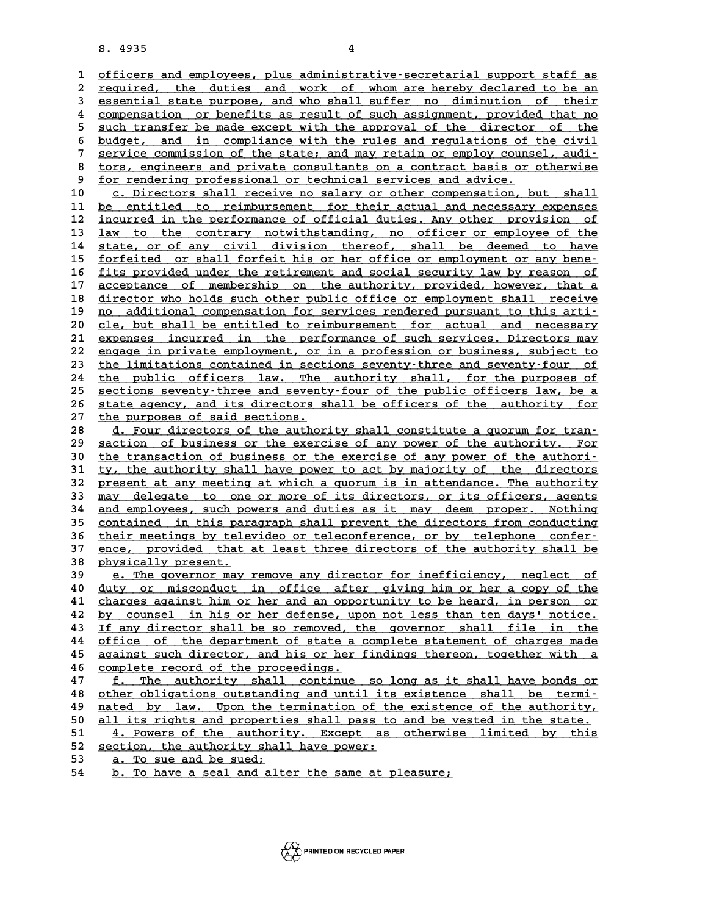officers and employees, plus administrative-secretarial support staff as required, the duties and work of whom are hereby declared to be an essential state purpose, and who shall suffer no diminution of their compensation or benefits as result of such assignment, provided that no such transfer be made except with the approval of the director of the budget, and in compliance with the rules and regulations of the civil service commission of the state; and may retain or employ counsel, auditors, engineers and private consultants on a contract basis or otherwise for rendering professional or technical services and advice.

c. Directors shall receive no salary or other compensation, but shall be entitled to reimbursement for their actual and necessary expenses incurred in the performance of official duties. Any other provision of law to the contrary notwithstanding, no officer or employee of the state, or of any civil division thereof, shall be deemed to have forfeited or shall forfeit his or her office or employment or any benefits provided under the retirement and social security law by reason of acceptance of membership on the authority, provided, however, that a director who holds such other public office or employment shall receive no additional compensation for services rendered pursuant to this article, but shall be entitled to reimbursement for actual and necessary expenses incurred in the performance of such services. Directors may engage in private employment, or in a profession or business, subject to the limitations contained in sections seventy-three and seventy-four of the public officers law. The authority shall, for the purposes of sections seventy-three and seventy-four of the public officers law, be a state agency, and its directors shall be officers of the authority for the purposes of said sections.

d. Four directors of the authority shall constitute a quorum for transaction of business or the exercise of any power of the authority. For the transaction of business or the exercise of any power of the authority, the authority shall have power to act by majority of the directors present at any meeting at which a quorum is in attendance. The authority may delegate to one or more of its directors, or its officers, agents and employees, such powers and duties as it may deem proper. Nothing contained in this paragraph shall prevent the directors from conducting their meetings by televideo or teleconference, or by telephone conference, provided that at least three directors of the authority shall be physically present.

e. The governor may remove any director for inefficiency, neglect of duty or misconduct in office after giving him or her a copy of the charges against him or her and an opportunity to be heard, in person or by counsel in his or her defense, upon not less than ten days' notice. If any director shall be so removed, the governor shall file in the office of the department of state a complete statement of charges made against such director, and his or her findings thereon, together with a complete record of the proceedings.

f. The authority shall continue so long as it shall have bonds or other obligations outstanding and until its existence shall be terminated by law. Upon the termination of the existence of the authority, all its rights and properties shall pass to and be vested in the state.

4. Powers of the authority. Except as otherwise limited by this section, the authority shall have power:

a. To sue and be sued;

b. To have a seal and alter the same at pleasure;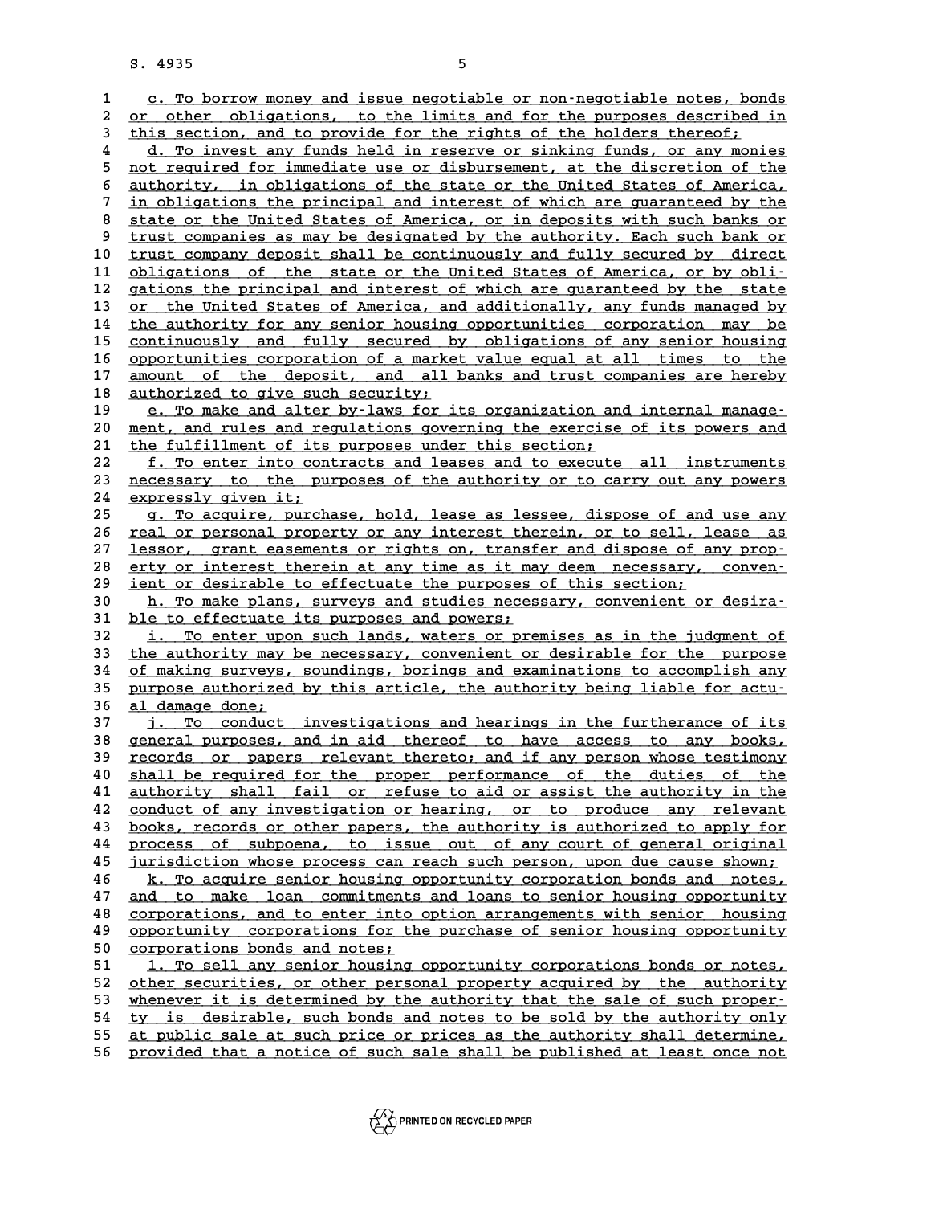c. To borrow money and issue negotiable or non-negotiable notes, bonds or other obligations, to the limits and for the purposes described in this section, and to provide for the rights of the holders thereof;

d. To invest any funds held in reserve or sinking funds, or any monies not required for immediate use or disbursement, at the discretion of the authority, in obligations of the state or the United States of America, in obligations the principal and interest of which are guaranteed by the state or the United States of America, or in deposits with such banks or trust companies as may be designated by the authority. Each such bank or trust company deposit shall be continuously and fully secured by direct obligations of the state or the United States of America, or by obligations the principal and interest of which are guaranteed by the state or the United States of America, and additionally, any funds managed by the authority for any senior housing opportunities corporation may be continuously and fully secured by obligations of any senior housing opportunities corporation of a market value equal at all times to the amount of the deposit, and all banks and trust companies are hereby authorized to give such security;

e. To make and alter by-laws for its organization and internal management, and rules and regulations governing the exercise of its powers and the fulfillment of its purposes under this section;

f. To enter into contracts and leases and to execute all instruments necessary to the purposes of the authority or to carry out any powers expressly given it;

g. To acquire, purchase, hold, lease as lessee, dispose of and use any real or personal property or any interest therein, or to sell, lease as lessor, grant easements or rights on, transfer and dispose of any property or interest therein at any time as it may deem necessary, convenient or desirable to effectuate the purposes of this section;

h. To make plans, surveys and studies necessary, convenient or desirable to effectuate its purposes and powers;

i. To enter upon such lands, waters or premises as in the judgment of the authority may be necessary, convenient or desirable for the purpose of making surveys, soundings, borings and examinations to accomplish any purpose authorized by this article, the authority being liable for actual damage done;

j. To conduct investigations and hearings in the furtherance of its general purposes, and in aid thereof to have access to any books, records or papers relevant thereto; and if any person whose testimony shall be required for the proper performance of the duties of the authority shall fail or refuse to aid or assist the authority in the conduct of any investigation or hearing, or to produce any relevant books, records or other papers, the authority is authorized to apply for process of subpoena, to issue out of any court of general original jurisdiction whose process can reach such person, upon due cause shown;

k. To acquire senior housing opportunity corporation bonds and notes, and to make loan commitments and loans to senior housing opportunity corporations, and to enter into option arrangements with senior housing opportunity corporations for the purchase of senior housing opportunity corporations bonds and notes;

l. To sell any senior housing opportunity corporations bonds or notes, other securities, or other personal property acquired by the authority whenever it is determined by the authority that the sale of such property is desirable, such bonds and notes to be sold by the authority only at public sale at such price or prices as the authority shall determine, provided that a notice of such sale shall be published at least once not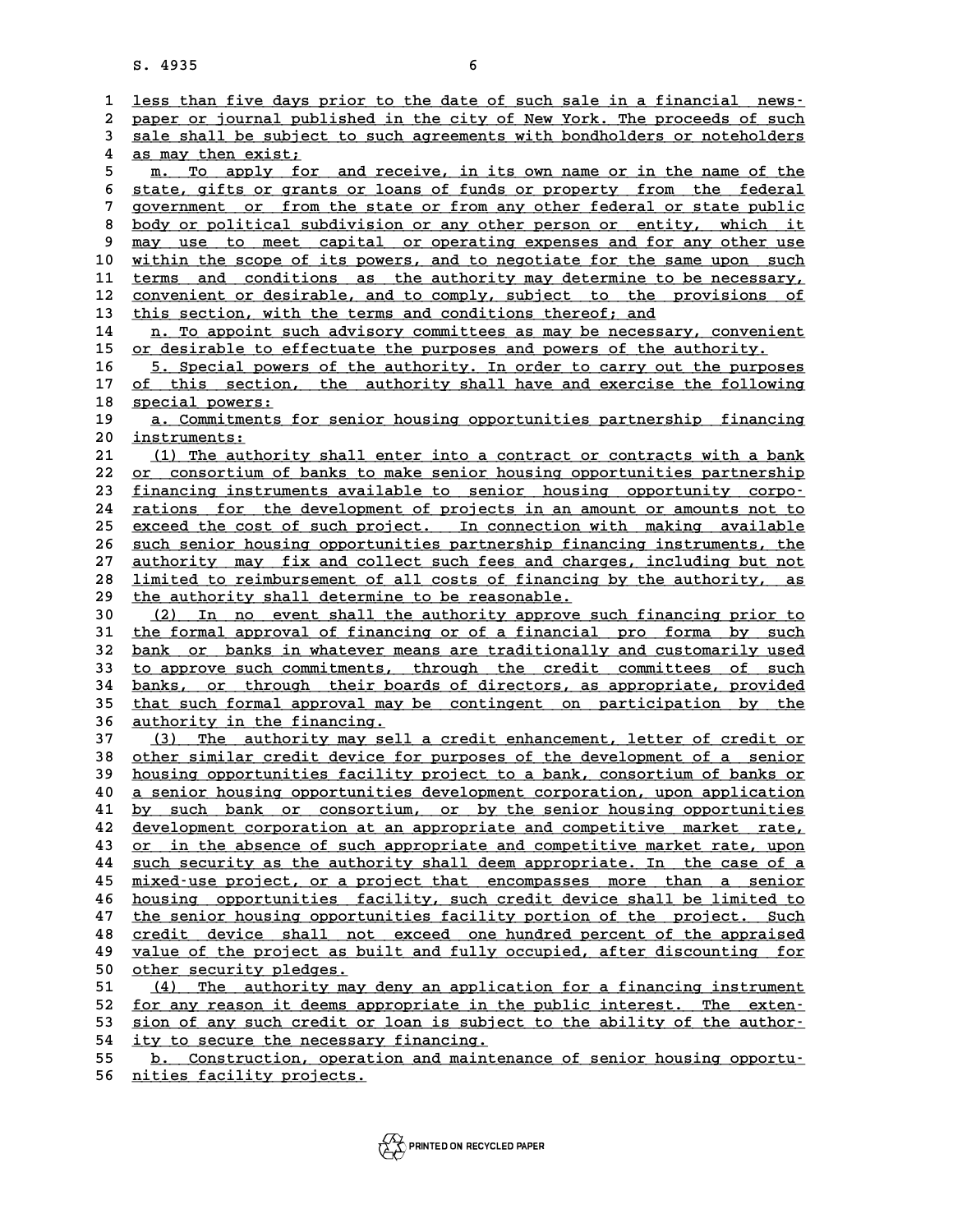less than five days prior to the date of such sale in a financial newspaper or journal published in the city of New York. The proceeds of such sale shall be subject to such agreements with bondholders or noteholders as may then exist;

m. To apply for and receive, in its own name or in the name of the state, gifts or grants or loans of funds or property from the federal government or from the state or from any other federal or state public body or political subdivision or any other person or entity, which it may use to meet capital or operating expenses and for any other use within the scope of its powers, and to negotiate for the same upon such terms and conditions as the authority may determine to be necessary, convenient or desirable, and to comply, subject to the provisions of this section, with the terms and conditions thereof; and

n. To appoint such advisory committees as may be necessary, convenient or desirable to effectuate the purposes and powers of the authority.

5. Special powers of the authority. In order to carry out the purposes of this section, the authority shall have and exercise the following special powers:

a. Commitments for senior housing opportunities partnership financing instruments:

(1) The authority shall enter into a contract or contracts with a bank or consortium of banks to make senior housing opportunities partnership financing instruments available to senior housing opportunity corporations for the development of projects in an amount or amounts not to exceed the cost of such project. In connection with making available such senior housing opportunities partnership financing instruments, the authority may fix and collect such fees and charges, including but not limited to reimbursement of all costs of financing by the authority, as the authority shall determine to be reasonable.

(2) In no event shall the authority approve such financing prior to the formal approval of financing or of a financial pro forma by such bank or banks in whatever means are traditionally and customarily used to approve such commitments, through the credit committees of such banks, or through their boards of directors, as appropriate, provided that such formal approval may be contingent on participation by the authority in the financing.

(3) The authority may sell a credit enhancement, letter of credit or other similar credit device for purposes of the development of a senior housing opportunities facility project to a bank, consortium of banks or a senior housing opportunities development corporation, upon application by such bank or consortium, or by the senior housing opportunities development corporation at an appropriate and competitive market rate, or in the absence of such appropriate and competitive market rate, upon such security as the authority shall deem appropriate. In the case of a mixed-use project, or a project that encompasses more than a senior housing opportunities facility, such credit device shall be limited to the senior housing opportunities facility portion of the project. Such credit device shall not exceed one hundred percent of the appraised value of the project as built and fully occupied, after discounting for other security pledges.

(4) The authority may deny an application for a financing instrument for any reason it deems appropriate in the public interest. The extension of any such credit or loan is subject to the ability of the authority to secure the necessary financing.

b. Construction, operation and maintenance of senior housing opportunities facility projects.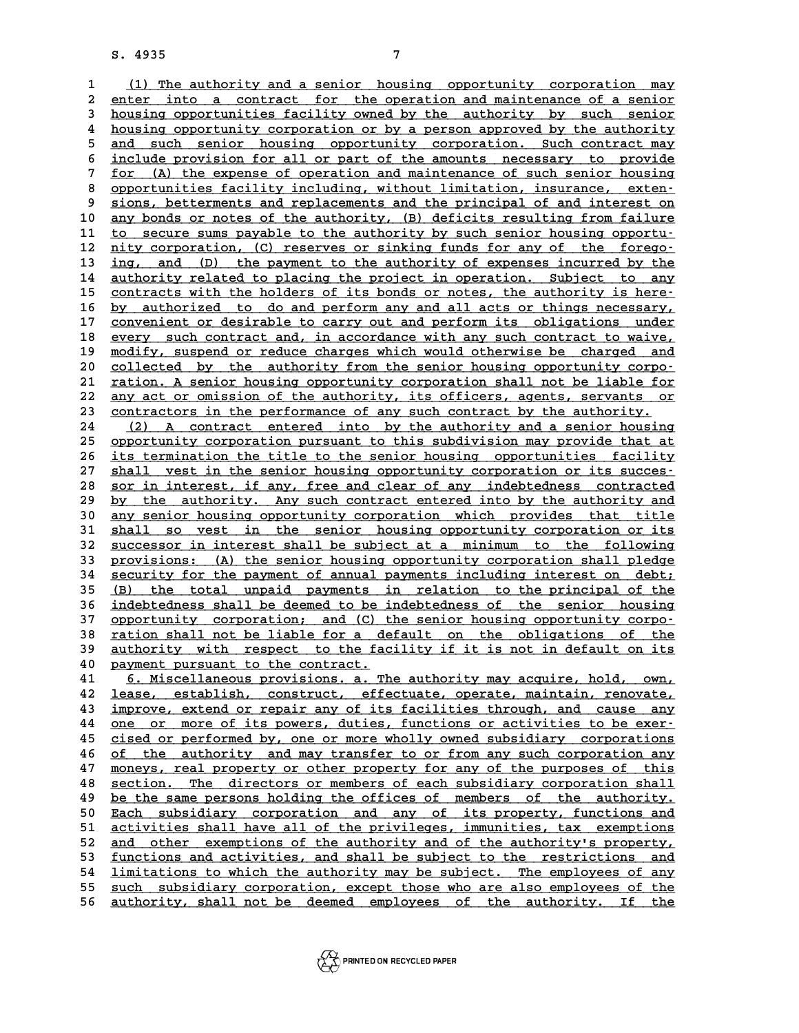(1) The authority and a senior housing opportunity corporation may enter into a contract for the operation and maintenance of a senior housing opportunities facility owned by the authority by such senior housing opportunity corporation or by a person approved by the authority and such senior housing opportunity corporation. Such contract may include provision for all or part of the amounts necessary to provide for (A) the expense of operation and maintenance of such senior housing opportunities facility including, without limitation, insurance, extensions, betterments and replacements and the principal of and interest on any bonds or notes of the authority, (B) deficits resulting from failure to secure sums payable to the authority by such senior housing opportunity corporation, (C) reserves or sinking funds for any of the foregoing, and (D) the payment to the authority of expenses incurred by the authority related to placing the project in operation. Subject to any contracts with the holders of its bonds or notes, the authority is hereby authorized to do and perform any and all acts or things necessary, convenient or desirable to carry out and perform its obligations under every such contract and, in accordance with any such contract to waive, modify, suspend or reduce charges which would otherwise be charged and collected by the authority from the senior housing opportunity corporation. A senior housing opportunity corporation shall not be liable for any act or omission of the authority, its officers, agents, servants or contractors in the performance of any such contract by the authority.

(2) A contract entered into by the authority and a senior housing opportunity corporation pursuant to this subdivision may provide that at its termination the title to the senior housing opportunities facility shall vest in the senior housing opportunity corporation or its successor in interest, if any, free and clear of any indebtedness contracted by the authority. Any such contract entered into by the authority and any senior housing opportunity corporation which provides that title shall so vest in the senior housing opportunity corporation or its successor in interest shall be subject at a minimum to the following provisions: (A) the senior housing opportunity corporation shall pledge security for the payment of annual payments including interest on debt; (B) the total unpaid payments in relation to the principal of the indebtedness shall be deemed to be indebtedness of the senior housing opportunity corporation; and (C) the senior housing opportunity corporation shall not be liable for a default on the obligations of the authority with respect to the facility if it is not in default on its payment pursuant to the contract.

6. Miscellaneous provisions. a. The authority may acquire, hold, own, lease, establish, construct, effectuate, operate, maintain, renovate, improve, extend or repair any of its facilities through, and cause any one or more of its powers, duties, functions or activities to be exercised or performed by, one or more wholly owned subsidiary corporations of the authority and may transfer to or from any such corporation any moneys, real property or other property for any of the purposes of this section. The directors or members of each subsidiary corporation shall be the same persons holding the offices of members of the authority. Each subsidiary corporation and any of its property, functions and activities shall have all of the privileges, immunities, tax exemptions and other exemptions of the authority and of the authority's property, functions and activities, and shall be subject to the restrictions and limitations to which the authority may be subject. The employees of any such subsidiary corporation, except those who are also employees of the authority, shall not be deemed employees of the authority. If the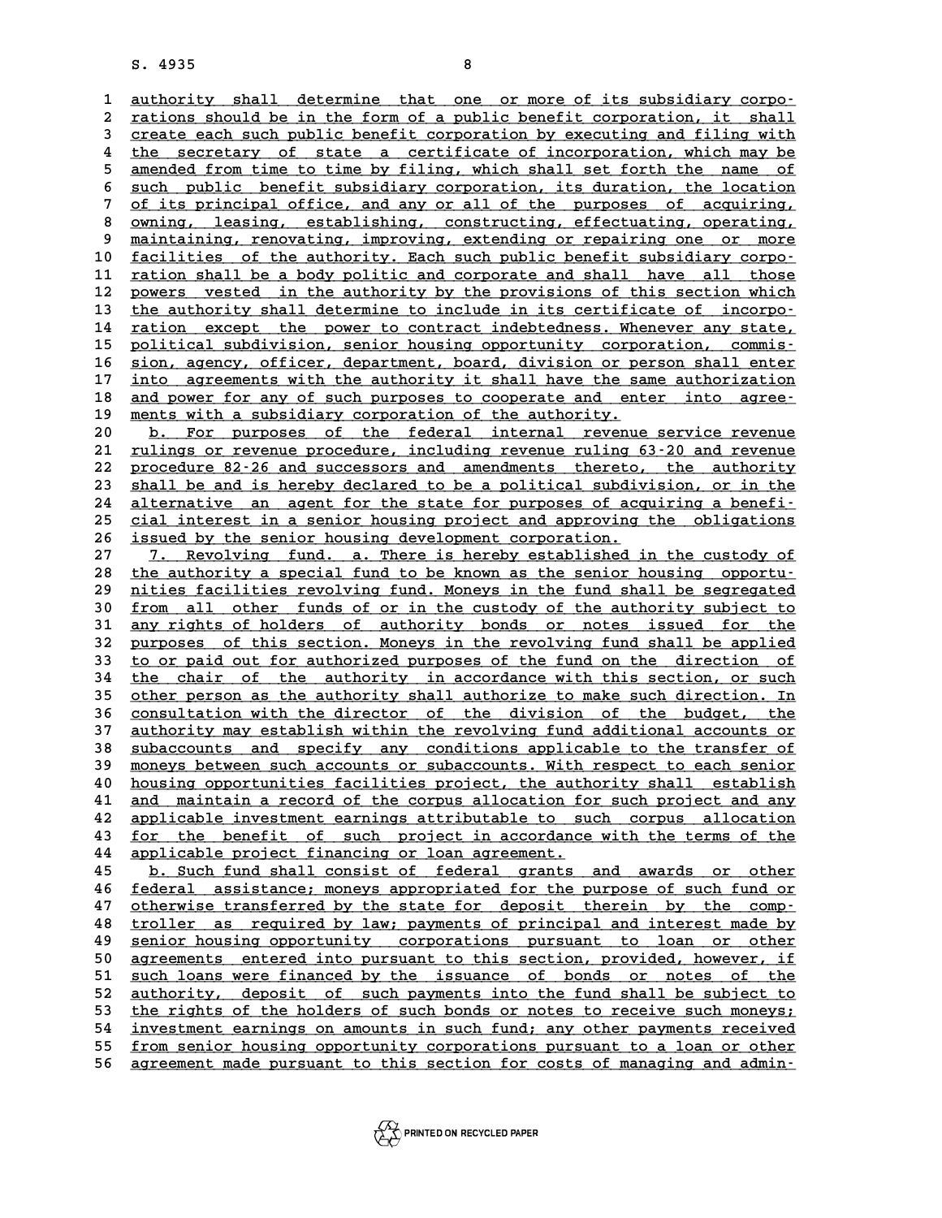authority shall determine that one or more of its subsidiary corporations should be in the form of a public benefit corporation, it shall create each such public benefit corporation by executing and filing with the secretary of state a certificate of incorporation, which may be amended from time to time by filing, which shall set forth the name of such public benefit subsidiary corporation, its duration, the location of its principal office, and any or all of the purposes of acquiring, owning, leasing, establishing, constructing, effectuating, operating, maintaining, renovating, improving, extending or repairing one or more facilities of the authority. Each such public benefit subsidiary corporation shall be a body politic and corporate and shall have all those powers vested in the authority by the provisions of this section which the authority shall determine to include in its certificate of incorporation except the power to contract indebtedness. Whenever any state, political subdivision, senior housing opportunity corporation, commission, agency, officer, department, board, division or person shall enter into agreements with the authority it shall have the same authorization and power for any of such purposes to cooperate and enter into agreements with a subsidiary corporation of the authority.

b. For purposes of the federal internal revenue service revenue rulings or revenue procedure, including revenue ruling 63-20 and revenue procedure 82-26 and successors and amendments thereto, the authority shall be and is hereby declared to be a political subdivision, or in the alternative an agent for the state for purposes of acquiring a beneficial interest in a senior housing project and approving the obligations issued by the senior housing development corporation.

7. Revolving fund. a. There is hereby established in the custody of the authority a special fund to be known as the senior housing opportunities facilities revolving fund. Moneys in the fund shall be segregated from all other funds of or in the custody of the authority subject to any rights of holders of authority bonds or notes issued for the purposes of this section. Moneys in the revolving fund shall be applied to or paid out for authorized purposes of the fund on the direction of the chair of the authority in accordance with this section, or such other person as the authority shall authorize to make such direction. In consultation with the director of the division of the budget, the authority may establish within the revolving fund additional accounts or subaccounts and specify any conditions applicable to the transfer of moneys between such accounts or subaccounts. With respect to each senior housing opportunities facilities project, the authority shall establish and maintain a record of the corpus allocation for such project and any applicable investment earnings attributable to such corpus allocation for the benefit of such project in accordance with the terms of the applicable project financing or loan agreement.

b. Such fund shall consist of federal grants and awards or other federal assistance; moneys appropriated for the purpose of such fund or otherwise transferred by the state for deposit therein by the comptroller as required by law; payments of principal and interest made by senior housing opportunity corporations pursuant to loan or other agreements entered into pursuant to this section, provided, however, if such loans were financed by the issuance of bonds or notes of the authority, deposit of such payments into the fund shall be subject to the rights of the holders of such bonds or notes to receive such moneys; investment earnings on amounts in such fund; any other payments received from senior housing opportunity corporations pursuant to a loan or other agreement made pursuant to this section for costs of managing and admin-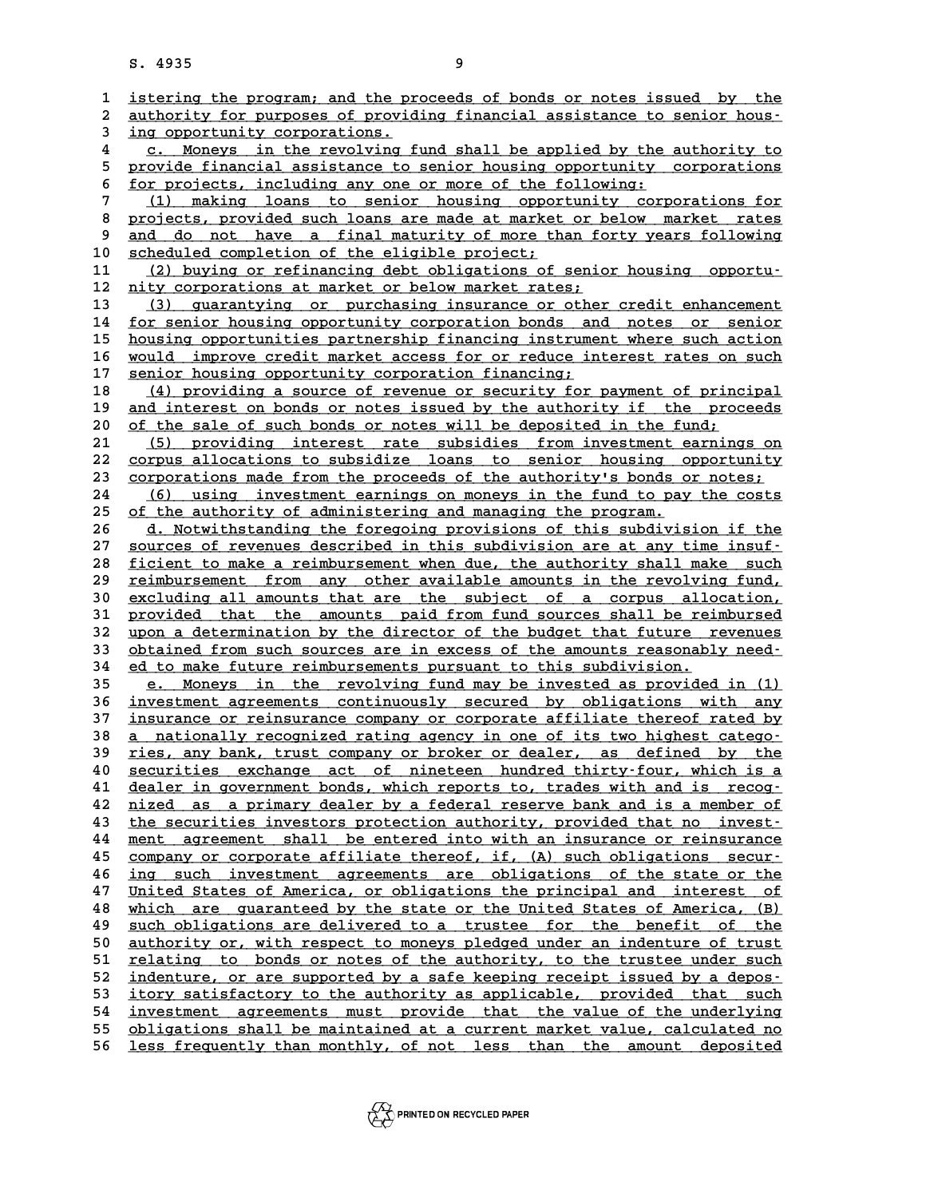istering the program; and the proceeds of bonds or notes issued by the authority for purposes of providing financial assistance to senior housing opportunity corporations.

c. Moneys in the revolving fund shall be applied by the authority to provide financial assistance to senior housing opportunity corporations for projects, including any one or more of the following:

(1) making loans to senior housing opportunity corporations for projects, provided such loans are made at market or below market rates and do not have a final maturity of more than forty years following scheduled completion of the eligible project;

(2) buying or refinancing debt obligations of senior housing opportunity corporations at market or below market rates;

(3) guarantying or purchasing insurance or other credit enhancement for senior housing opportunity corporation bonds and notes or senior housing opportunities partnership financing instrument where such action would improve credit market access for or reduce interest rates on such senior housing opportunity corporation financing;

(4) providing a source of revenue or security for payment of principal and interest on bonds or notes issued by the authority if the proceeds of the sale of such bonds or notes will be deposited in the fund;

(5) providing interest rate subsidies from investment earnings on corpus allocations to subsidize loans to senior housing opportunity corporations made from the proceeds of the authority's bonds or notes;

(6) using investment earnings on moneys in the fund to pay the costs of the authority of administering and managing the program.

d. Notwithstanding the foregoing provisions of this subdivision if the sources of revenues described in this subdivision are at any time insufficient to make a reimbursement when due, the authority shall make such reimbursement from any other available amounts in the revolving fund, excluding all amounts that are the subject of a corpus allocation, provided that the amounts paid from fund sources shall be reimbursed upon a determination by the director of the budget that future revenues obtained from such sources are in excess of the amounts reasonably needed to make future reimbursements pursuant to this subdivision.

e. Moneys in the revolving fund may be invested as provided in (1) investment agreements continuously secured by obligations with any insurance or reinsurance company or corporate affiliate thereof rated by a nationally recognized rating agency in one of its two highest categories, any bank, trust company or broker or dealer, as defined by the securities exchange act of nineteen hundred thirty-four, which is a dealer in government bonds, which reports to, trades with and is recognized as a primary dealer by a federal reserve bank and is a member of the securities investors protection authority, provided that no investment agreement shall be entered into with an insurance or reinsurance company or corporate affiliate thereof, if, (A) such obligations securing such investment agreements are obligations of the state or the United States of America, or obligations the principal and interest of which are guaranteed by the state or the United States of America, (B) such obligations are delivered to a trustee for the benefit of the authority or, with respect to moneys pledged under an indenture of trust relating to bonds or notes of the authority, to the trustee under such indenture, or are supported by a safe keeping receipt issued by a depository satisfactory to the authority as applicable, provided that such investment agreements must provide that the value of the underlying obligations shall be maintained at a current market value, calculated no less frequently than monthly, of not less than the amount deposited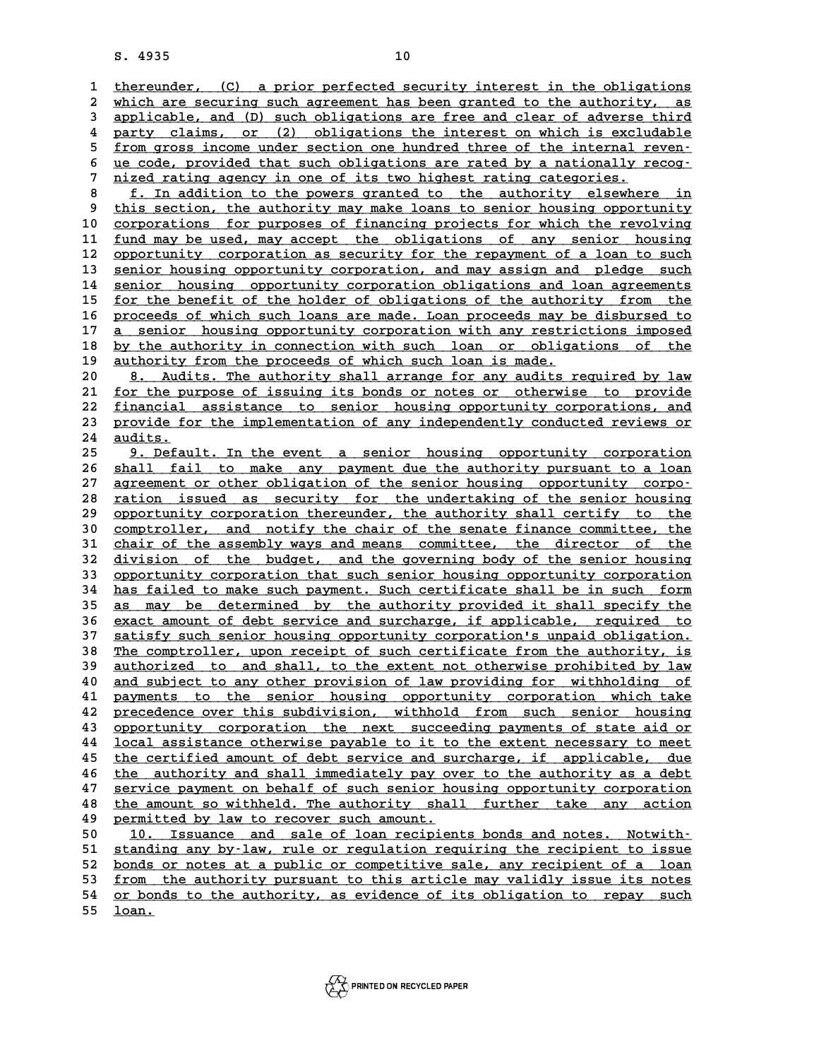thereunder, (C) a prior perfected security interest in the obligations which are securing such agreement has been granted to the authority, as applicable, and (D) such obligations are free and clear of adverse third party claims, or (2) obligations the interest on which is excludable from gross income under section one hundred three of the internal revenue code, provided that such obligations are rated by a nationally recognized rating agency in one of its two highest rating categories.

f. In addition to the powers granted to the authority elsewhere in this section, the authority may make loans to senior housing opportunity corporations for purposes of financing projects for which the revolving fund may be used, may accept the obligations of any senior housing opportunity corporation as security for the repayment of a loan to such senior housing opportunity corporation, and may assign and pledge such senior housing opportunity corporation obligations and loan agreements for the benefit of the holder of obligations of the authority from the proceeds of which such loans are made. Loan proceeds may be disbursed to a senior housing opportunity corporation with any restrictions imposed by the authority in connection with such loan or obligations of the authority from the proceeds of which such loan is made.

8. Audits. The authority shall arrange for any audits required by law for the purpose of issuing its bonds or notes or otherwise to provide financial assistance to senior housing opportunity corporations, and provide for the implementation of any independently conducted reviews or audits.

9. Default. In the event a senior housing opportunity corporation shall fail to make any payment due the authority pursuant to a loan agreement or other obligation of the senior housing opportunity corporation issued as security for the undertaking of the senior housing opportunity corporation thereunder, the authority shall certify to the comptroller, and notify the chair of the senate finance committee, the chair of the assembly ways and means committee, the director of the division of the budget, and the governing body of the senior housing opportunity corporation that such senior housing opportunity corporation has failed to make such payment. Such certificate shall be in such form as may be determined by the authority provided it shall specify the exact amount of debt service and surcharge, if applicable, required to satisfy such senior housing opportunity corporation's unpaid obligation. The comptroller, upon receipt of such certificate from the authority, is authorized to and shall, to the extent not otherwise prohibited by law and subject to any other provision of law providing for withholding of payments to the senior housing opportunity corporation which take precedence over this subdivision, withhold from such senior housing opportunity corporation the next succeeding payments of state aid or local assistance otherwise payable to it to the extent necessary to meet the certified amount of debt service and surcharge, if applicable, due the authority and shall immediately pay over to the authority as a debt service payment on behalf of such senior housing opportunity corporation the amount so withheld. The authority shall further take any action permitted by law to recover such amount.

10. Issuance and sale of loan recipients bonds and notes. Notwithstanding any by-law, rule or regulation requiring the recipient to issue bonds or notes at a public or competitive sale, any recipient of a loan from the authority pursuant to this article may validly issue its notes or bonds to the authority, as evidence of its obligation to repay such loan.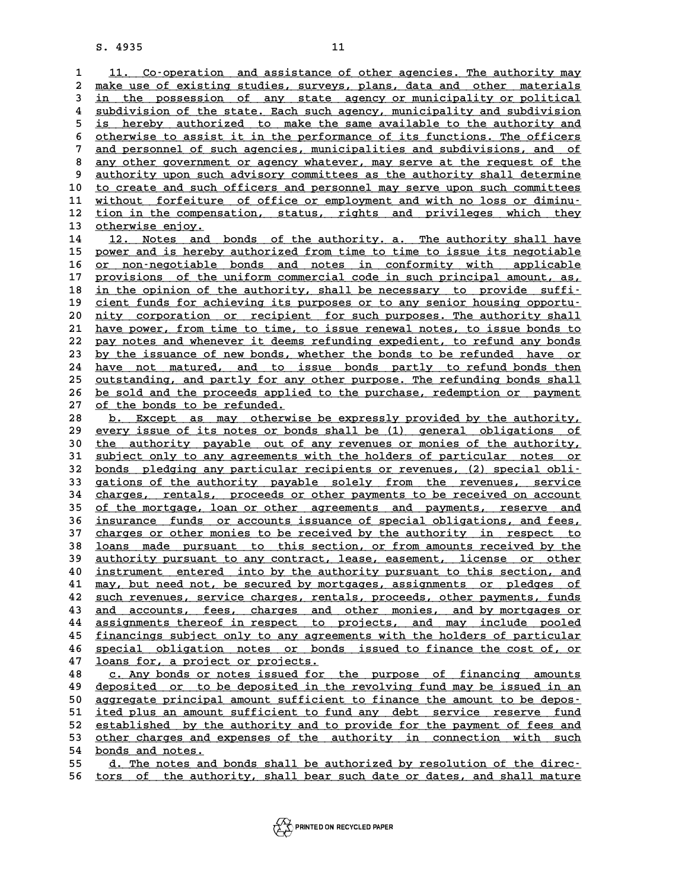11. Co-operation and assistance of other agencies. The authority may make use of existing studies, surveys, plans, data and other materials in the possession of any state agency or municipality or political subdivision of the state. Each such agency, municipality and subdivision is hereby authorized to make the same available to the authority and otherwise to assist it in the performance of its functions. The officers and personnel of such agencies, municipalities and subdivisions, and of any other government or agency whatever, may serve at the request of the authority upon such advisory committees as the authority shall determine to create and such officers and personnel may serve upon such committees without forfeiture of office or employment and with no loss or diminution in the compensation, status, rights and privileges which they otherwise enjoy.

12. Notes and bonds of the authority. a. The authority shall have power and is hereby authorized from time to time to issue its negotiable or non-negotiable bonds and notes in conformity with applicable provisions of the uniform commercial code in such principal amount, as, in the opinion of the authority, shall be necessary to provide sufficient funds for achieving its purposes or to any senior housing opportunity corporation or recipient for such purposes. The authority shall have power, from time to time, to issue renewal notes, to issue bonds to pay notes and whenever it deems refunding expedient, to refund any bonds by the issuance of new bonds, whether the bonds to be refunded have or have not matured, and to issue bonds partly to refund bonds then outstanding, and partly for any other purpose. The refunding bonds shall be sold and the proceeds applied to the purchase, redemption or payment of the bonds to be refunded.

b. Except as may otherwise be expressly provided by the authority, every issue of its notes or bonds shall be (1) general obligations of the authority payable out of any revenues or monies of the authority, subject only to any agreements with the holders of particular notes or bonds pledging any particular recipients or revenues, (2) special obligations of the authority payable solely from the revenues, service charges, rentals, proceeds or other payments to be received on account of the mortgage, loan or other agreements and payments, reserve and insurance funds or accounts issuance of special obligations, and fees, charges or other monies to be received by the authority in respect to loans made pursuant to this section, or from amounts received by the authority pursuant to any contract, lease, easement, license or other instrument entered into by the authority pursuant to this section, and may, but need not, be secured by mortgages, assignments or pledges of such revenues, service charges, rentals, proceeds, other payments, funds and accounts, fees, charges and other monies, and by mortgages or assignments thereof in respect to projects, and may include pooled financings subject only to any agreements with the holders of particular special obligation notes or bonds issued to finance the cost of, or loans for, a project or projects.

c. Any bonds or notes issued for the purpose of financing amounts deposited or to be deposited in the revolving fund may be issued in an aggregate principal amount sufficient to finance the amount to be deposited plus an amount sufficient to fund any debt service reserve fund established by the authority and to provide for the payment of fees and other charges and expenses of the authority in connection with such bonds and notes.

d. The notes and bonds shall be authorized by resolution of the directors of the authority, shall bear such date or dates, and shall mature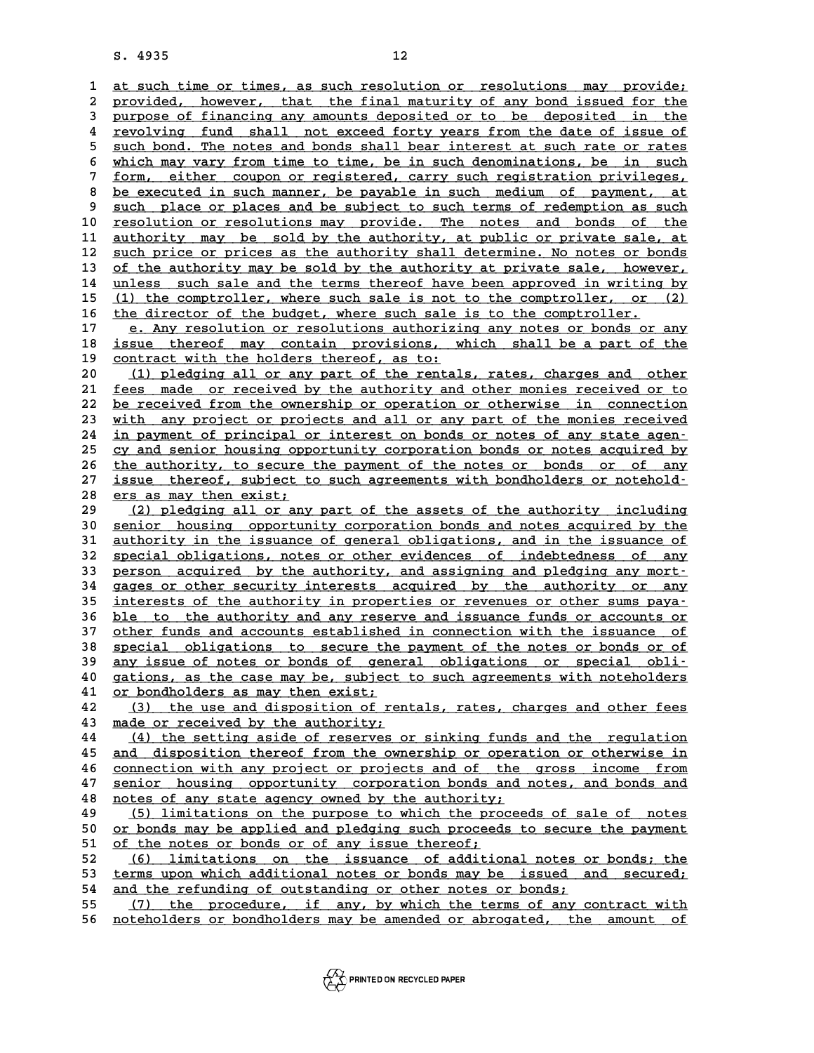at such time or times, as such resolution or resolutions may provide; provided, however, that the final maturity of any bond issued for the purpose of financing any amounts deposited or to be deposited in the revolving fund shall not exceed forty years from the date of issue of such bond. The notes and bonds shall bear interest at such rate or rates which may vary from time to time, be in such denominations, be in such form, either coupon or registered, carry such registration privileges, be executed in such manner, be payable in such medium of payment, at such place or places and be subject to such terms of redemption as such resolution or resolutions may provide. The notes and bonds of the authority may be sold by the authority, at public or private sale, at such price or prices as the authority shall determine. No notes or bonds of the authority may be sold by the authority at private sale, however, unless such sale and the terms thereof have been approved in writing by (1) the comptroller, where such sale is not to the comptroller, or (2) the director of the budget, where such sale is to the comptroller.

e. Any resolution or resolutions authorizing any notes or bonds or any issue thereof may contain provisions, which shall be a part of the contract with the holders thereof, as to:

(1) pledging all or any part of the rentals, rates, charges and other fees made or received by the authority and other monies received or to be received from the ownership or operation or otherwise in connection with any project or projects and all or any part of the monies received in payment of principal or interest on bonds or notes of any state agency and senior housing opportunity corporation bonds or notes acquired by the authority, to secure the payment of the notes or bonds or of any issue thereof, subject to such agreements with bondholders or noteholders as may then exist;

(2) pledging all or any part of the assets of the authority including senior housing opportunity corporation bonds and notes acquired by the authority in the issuance of general obligations, and in the issuance of special obligations, notes or other evidences of indebtedness of any person acquired by the authority, and assigning and pledging any mortgages or other security interests acquired by the authority or any interests of the authority in properties or revenues or other sums payable to the authority and any reserve and issuance funds or accounts or other funds and accounts established in connection with the issuance of special obligations to secure the payment of the notes or bonds or of any issue of notes or bonds of general obligations or special obligations, as the case may be, subject to such agreements with noteholders or bondholders as may then exist;

(3) the use and disposition of rentals, rates, charges and other fees made or received by the authority;

(4) the setting aside of reserves or sinking funds and the regulation and disposition thereof from the ownership or operation or otherwise in connection with any project or projects and of the gross income from senior housing opportunity corporation bonds and notes, and bonds and notes of any state agency owned by the authority;

(5) limitations on the purpose to which the proceeds of sale of notes or bonds may be applied and pledging such proceeds to secure the payment of the notes or bonds or of any issue thereof;

(6) limitations on the issuance of additional notes or bonds; the terms upon which additional notes or bonds may be issued and secured; and the refunding of outstanding or other notes or bonds;

(7) the procedure, if any, by which the terms of any contract with noteholders or bondholders may be amended or abrogated, the amount of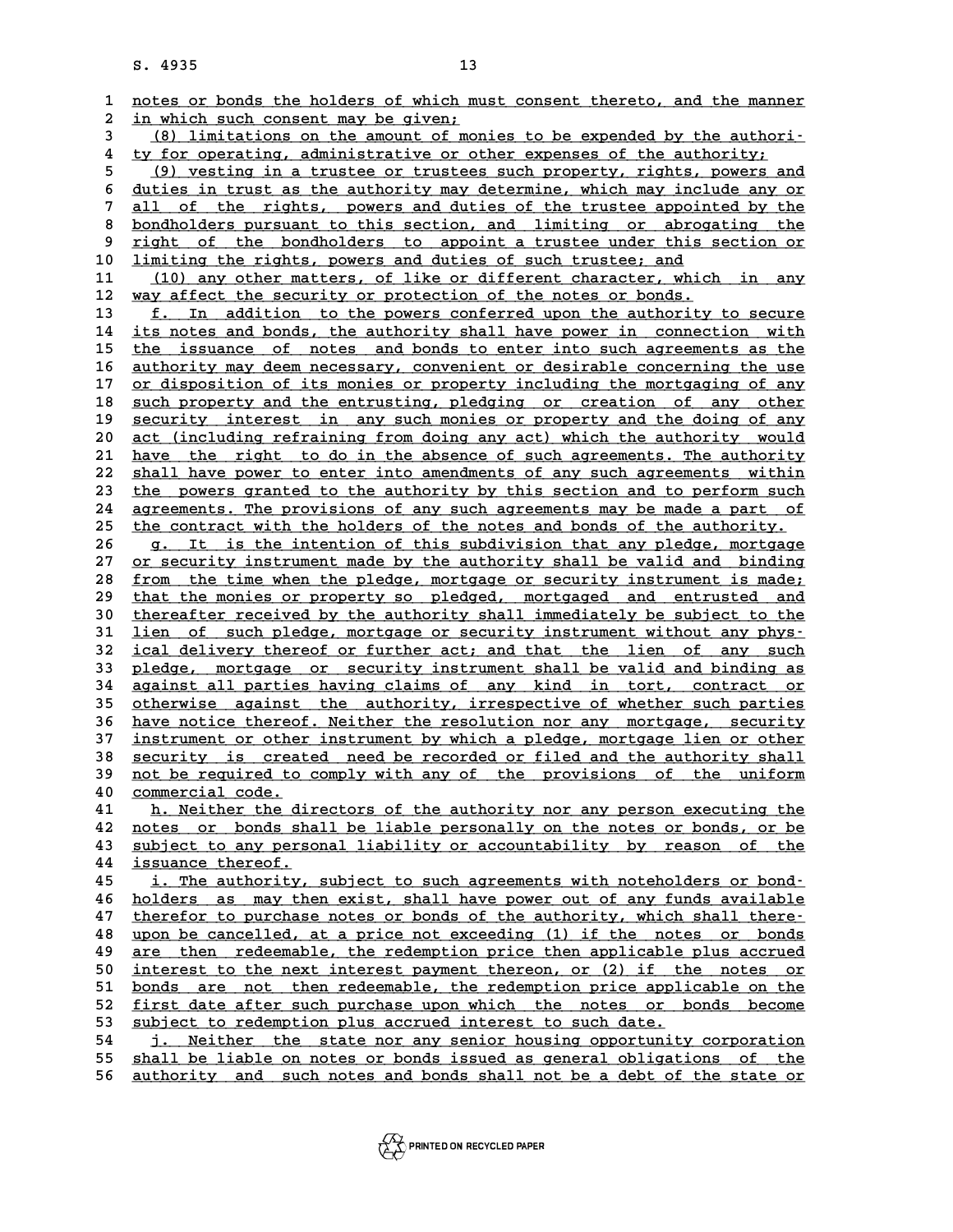notes or bonds the holders of which must consent thereto, and the manner in which such consent may be given;

(8) limitations on the amount of monies to be expended by the authority for operating, administrative or other expenses of the authority;

(9) vesting in a trustee or trustees such property, rights, powers and duties in trust as the authority may determine, which may include any or all of the rights, powers and duties of the trustee appointed by the bondholders pursuant to this section, and limiting or abrogating the right of the bondholders to appoint a trustee under this section or limiting the rights, powers and duties of such trustee; and

(10) any other matters, of like or different character, which in any way affect the security or protection of the notes or bonds.

f. In addition to the powers conferred upon the authority to secure its notes and bonds, the authority shall have power in connection with the issuance of notes and bonds to enter into such agreements as the authority may deem necessary, convenient or desirable concerning the use or disposition of its monies or property including the mortgaging of any such property and the entrusting, pledging or creation of any other security interest in any such monies or property and the doing of any act (including refraining from doing any act) which the authority would have the right to do in the absence of such agreements. The authority shall have power to enter into amendments of any such agreements within the powers granted to the authority by this section and to perform such agreements. The provisions of any such agreements may be made a part of the contract with the holders of the notes and bonds of the authority.

g. It is the intention of this subdivision that any pledge, mortgage or security instrument made by the authority shall be valid and binding from the time when the pledge, mortgage or security instrument is made; that the monies or property so pledged, mortgaged and entrusted and thereafter received by the authority shall immediately be subject to the lien of such pledge, mortgage or security instrument without any physical delivery thereof or further act; and that the lien of any such pledge, mortgage or security instrument shall be valid and binding as against all parties having claims of any kind in tort, contract or otherwise against the authority, irrespective of whether such parties have notice thereof. Neither the resolution nor any mortgage, security instrument or other instrument by which a pledge, mortgage lien or other security is created need be recorded or filed and the authority shall not be required to comply with any of the provisions of the uniform commercial code.

h. Neither the directors of the authority nor any person executing the notes or bonds shall be liable personally on the notes or bonds, or be subject to any personal liability or accountability by reason of the issuance thereof.

i. The authority, subject to such agreements with noteholders or bondholders as may then exist, shall have power out of any funds available therefor to purchase notes or bonds of the authority, which shall thereupon be cancelled, at a price not exceeding (1) if the notes or bonds are then redeemable, the redemption price then applicable plus accrued interest to the next interest payment thereon, or (2) if the notes or bonds are not then redeemable, the redemption price applicable on the first date after such purchase upon which the notes or bonds become subject to redemption plus accrued interest to such date.

j. Neither the state nor any senior housing opportunity corporation shall be liable on notes or bonds issued as general obligations of the authority and such notes and bonds shall not be a debt of the state or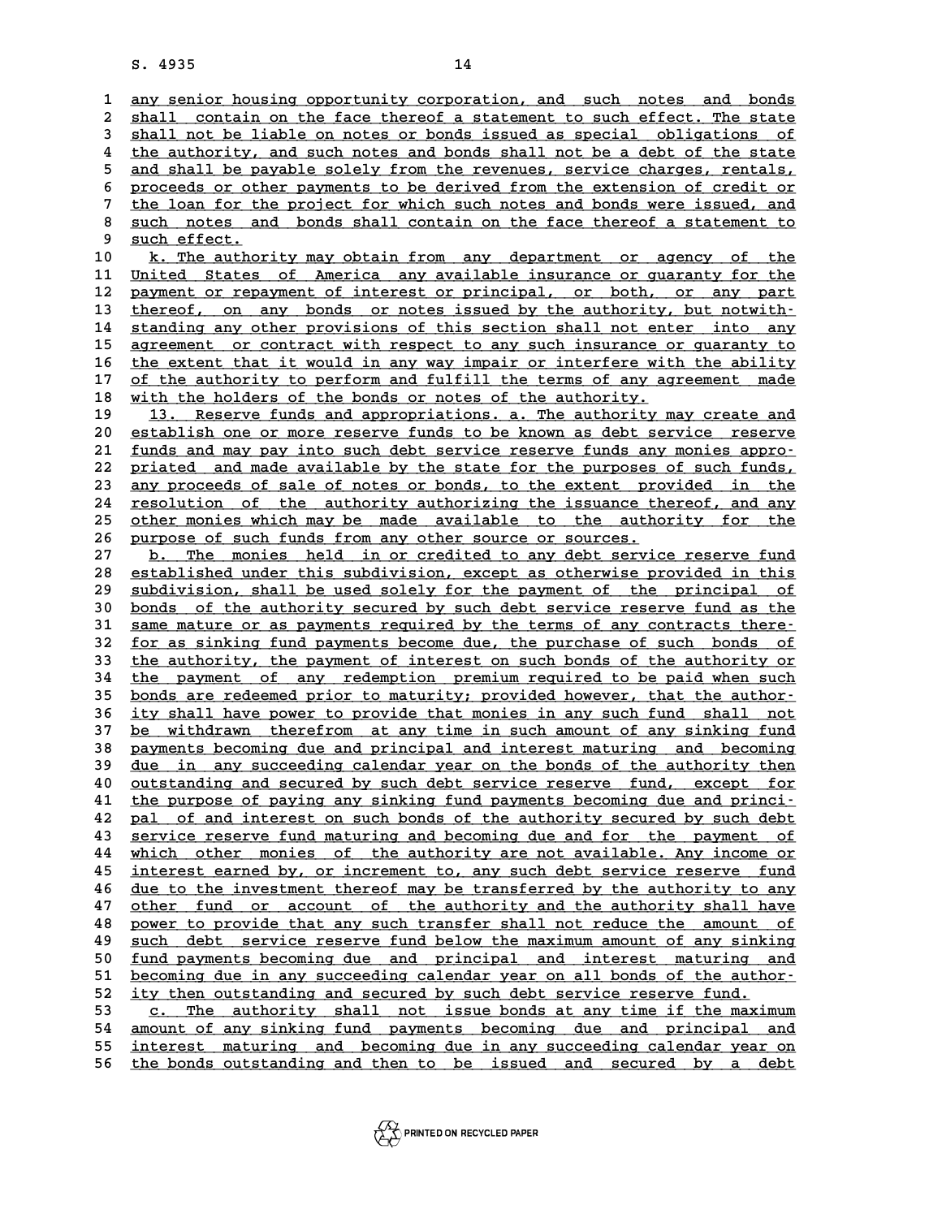any senior housing opportunity corporation, and such notes and bonds shall contain on the face thereof a statement to such effect. The state shall not be liable on notes or bonds issued as special obligations of the authority, and such notes and bonds shall not be a debt of the state and shall be payable solely from the revenues, service charges, rentals, proceeds or other payments to be derived from the extension of credit or the loan for the project for which such notes and bonds were issued, and such notes and bonds shall contain on the face thereof a statement to such effect.

k. The authority may obtain from any department or agency of the United States of America any available insurance or guaranty for the payment or repayment of interest or principal, or both, or any part thereof, on any bonds or notes issued by the authority, but notwithstanding any other provisions of this section shall not enter into any agreement or contract with respect to any such insurance or guaranty to the extent that it would in any way impair or interfere with the ability of the authority to perform and fulfill the terms of any agreement made with the holders of the bonds or notes of the authority.

13. Reserve funds and appropriations. a. The authority may create and establish one or more reserve funds to be known as debt service reserve funds and may pay into such debt service reserve funds any monies appropriated and made available by the state for the purposes of such funds, any proceeds of sale of notes or bonds, to the extent provided in the resolution of the authority authorizing the issuance thereof, and any other monies which may be made available to the authority for the purpose of such funds from any other source or sources.

b. The monies held in or credited to any debt service reserve fund established under this subdivision, except as otherwise provided in this subdivision, shall be used solely for the payment of the principal of bonds of the authority secured by such debt service reserve fund as the same mature or as payments required by the terms of any contracts therefor as sinking fund payments become due, the purchase of such bonds of the authority, the payment of interest on such bonds of the authority or the payment of any redemption premium required to be paid when such bonds are redeemed prior to maturity; provided however, that the authority shall have power to provide that monies in any such fund shall not be withdrawn therefrom at any time in such amount of any sinking fund payments becoming due and principal and interest maturing and becoming due in any succeeding calendar year on the bonds of the authority then outstanding and secured by such debt service reserve fund, except for the purpose of paying any sinking fund payments becoming due and principal of and interest on such bonds of the authority secured by such debt service reserve fund maturing and becoming due and for the payment of which other monies of the authority are not available. Any income or interest earned by, or increment to, any such debt service reserve fund due to the investment thereof may be transferred by the authority to any other fund or account of the authority and the authority shall have power to provide that any such transfer shall not reduce the amount of such debt service reserve fund below the maximum amount of any sinking fund payments becoming due and principal and interest maturing and becoming due in any succeeding calendar year on all bonds of the authority then outstanding and secured by such debt service reserve fund.

c. The authority shall not issue bonds at any time if the maximum amount of any sinking fund payments becoming due and principal and interest maturing and becoming due in any succeeding calendar year on the bonds outstanding and then to be issued and secured by a debt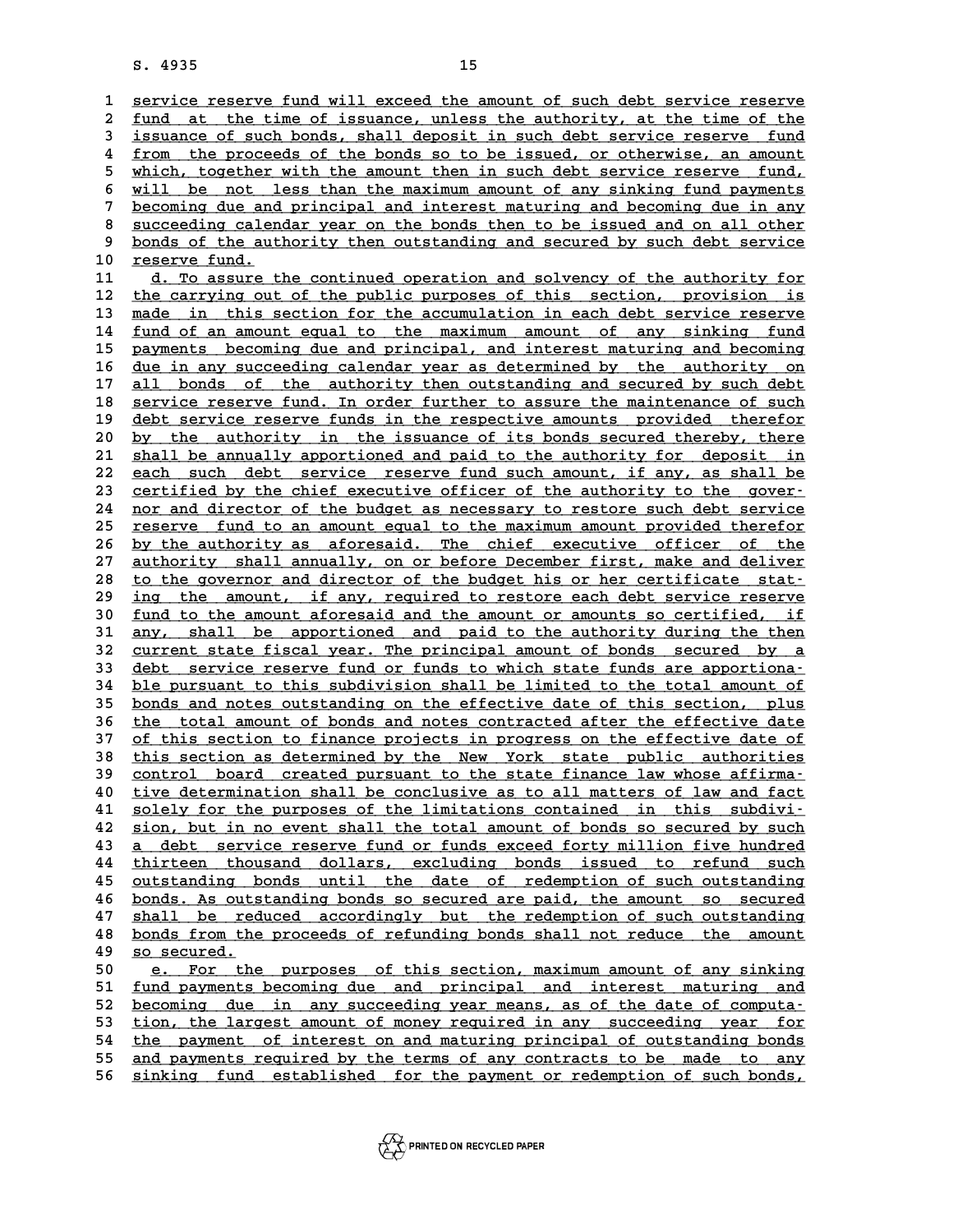service reserve fund will exceed the amount of such debt service reserve fund at the time of issuance, unless the authority, at the time of the issuance of such bonds, shall deposit in such debt service reserve fund from the proceeds of the bonds so to be issued, or otherwise, an amount which, together with the amount then in such debt service reserve fund, will be not less than the maximum amount of any sinking fund payments becoming due and principal and interest maturing and becoming due in any succeeding calendar year on the bonds then to be issued and on all other bonds of the authority then outstanding and secured by such debt service reserve fund.

d. To assure the continued operation and solvency of the authority for the carrying out of the public purposes of this section, provision is made in this section for the accumulation in each debt service reserve fund of an amount equal to the maximum amount of any sinking fund payments becoming due and principal, and interest maturing and becoming due in any succeeding calendar year as determined by the authority on all bonds of the authority then outstanding and secured by such debt service reserve fund. In order further to assure the maintenance of such debt service reserve funds in the respective amounts provided therefor by the authority in the issuance of its bonds secured thereby, there shall be annually apportioned and paid to the authority for deposit in each such debt service reserve fund such amount, if any, as shall be certified by the chief executive officer of the authority to the governor and director of the budget as necessary to restore such debt service reserve fund to an amount equal to the maximum amount provided therefor by the authority as aforesaid. The chief executive officer of the authority shall annually, on or before December first, make and deliver to the governor and director of the budget his or her certificate stating the amount, if any, required to restore each debt service reserve fund to the amount aforesaid and the amount or amounts so certified, if any, shall be apportioned and paid to the authority during the then current state fiscal year. The principal amount of bonds secured by a debt service reserve fund or funds to which state funds are apportionable pursuant to this subdivision shall be limited to the total amount of bonds and notes outstanding on the effective date of this section, plus the total amount of bonds and notes contracted after the effective date of this section to finance projects in progress on the effective date of this section as determined by the New York state public authorities control board created pursuant to the state finance law whose affirmative determination shall be conclusive as to all matters of law and fact solely for the purposes of the limitations contained in this subdivision, but in no event shall the total amount of bonds so secured by such a debt service reserve fund or funds exceed forty million five hundred thirteen thousand dollars, excluding bonds issued to refund such outstanding bonds until the date of redemption of such outstanding bonds. As outstanding bonds so secured are paid, the amount so secured shall be reduced accordingly but the redemption of such outstanding bonds from the proceeds of refunding bonds shall not reduce the amount so secured.

e. For the purposes of this section, maximum amount of any sinking fund payments becoming due and principal and interest maturing and becoming due in any succeeding year means, as of the date of computation, the largest amount of money required in any succeeding year for the payment of interest on and maturing principal of outstanding bonds and payments required by the terms of any contracts to be made to any sinking fund established for the payment or redemption of such bonds,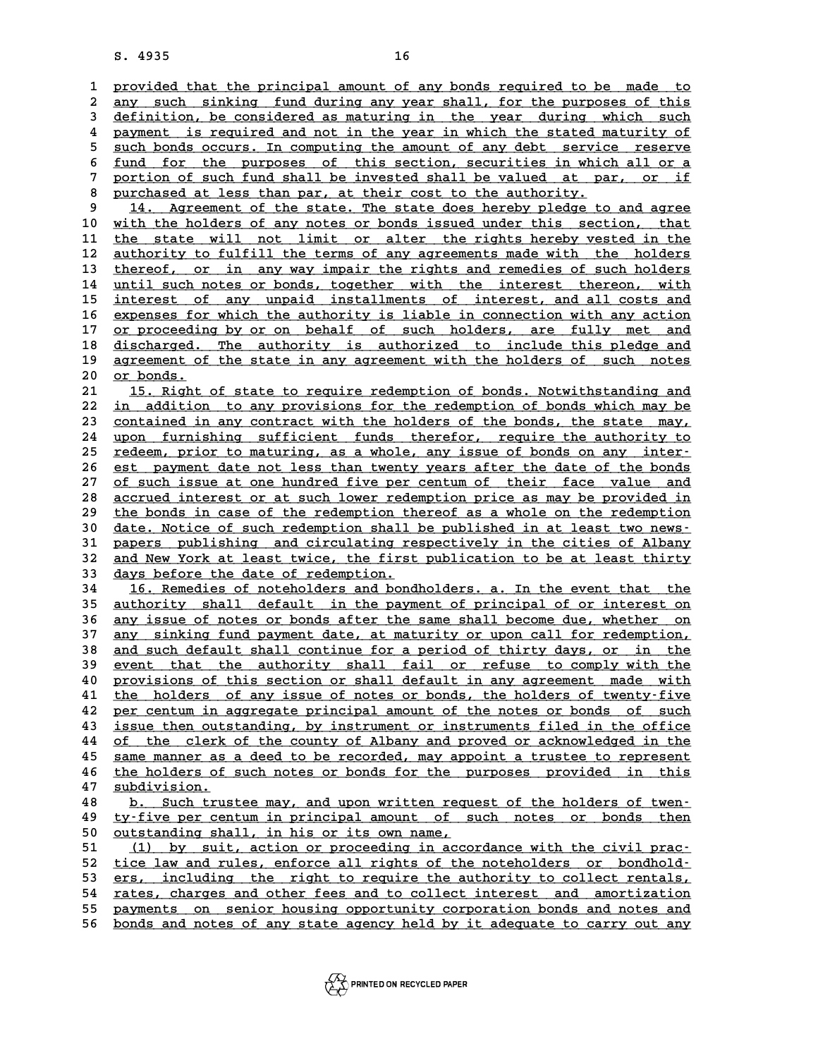provided that the principal amount of any bonds required to be made to any such sinking fund during any year shall, for the purposes of this definition, be considered as maturing in the year during which such payment is required and not in the year in which the stated maturity of such bonds occurs. In computing the amount of any debt service reserve fund for the purposes of this section, securities in which all or a portion of such fund shall be invested shall be valued at par, or if purchased at less than par, at their cost to the authority.

14. Agreement of the state. The state does hereby pledge to and agree with the holders of any notes or bonds issued under this section, that the state will not limit or alter the rights hereby vested in the authority to fulfill the terms of any agreements made with the holders thereof, or in any way impair the rights and remedies of such holders until such notes or bonds, together with the interest thereon, with interest of any unpaid installments of interest, and all costs and expenses for which the authority is liable in connection with any action or proceeding by or on behalf of such holders, are fully met and discharged. The authority is authorized to include this pledge and agreement of the state in any agreement with the holders of such notes or bonds.

15. Right of state to require redemption of bonds. Notwithstanding and in addition to any provisions for the redemption of bonds which may be contained in any contract with the holders of the bonds, the state may, upon furnishing sufficient funds therefor, require the authority to redeem, prior to maturing, as a whole, any issue of bonds on any interest payment date not less than twenty years after the date of the bonds of such issue at one hundred five per centum of their face value and accrued interest or at such lower redemption price as may be provided in the bonds in case of the redemption thereof as a whole on the redemption date. Notice of such redemption shall be published in at least two newspapers publishing and circulating respectively in the cities of Albany and New York at least twice, the first publication to be at least thirty days before the date of redemption.

16. Remedies of noteholders and bondholders. a. In the event that the authority shall default in the payment of principal of or interest on any issue of notes or bonds after the same shall become due, whether on any sinking fund payment date, at maturity or upon call for redemption, and such default shall continue for a period of thirty days, or in the event that the authority shall fail or refuse to comply with the provisions of this section or shall default in any agreement made with the holders of any issue of notes or bonds, the holders of twenty-five per centum in aggregate principal amount of the notes or bonds of such issue then outstanding, by instrument or instruments filed in the office of the clerk of the county of Albany and proved or acknowledged in the same manner as a deed to be recorded, may appoint a trustee to represent the holders of such notes or bonds for the purposes provided in this subdivision.

b. Such trustee may, and upon written request of the holders of twenty-five per centum in principal amount of such notes or bonds then outstanding shall, in his or its own name,

(1) by suit, action or proceeding in accordance with the civil practice law and rules, enforce all rights of the noteholders or bondholders, including the right to require the authority to collect rentals, rates, charges and other fees and to collect interest and amortization payments on senior housing opportunity corporation bonds and notes and bonds and notes of any state agency held by it adequate to carry out any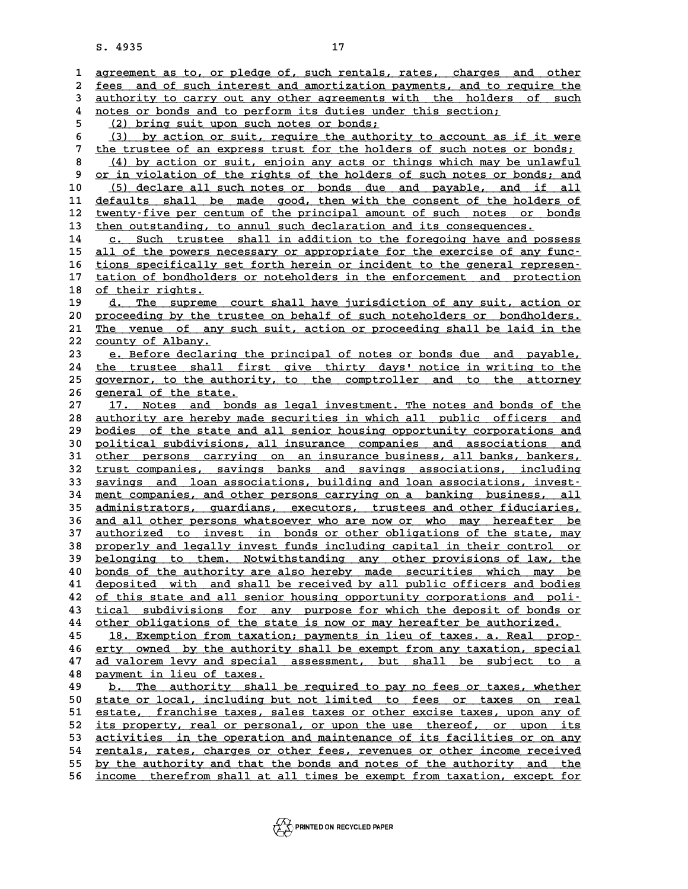agreement as to, or pledge of, such rentals, rates, charges and other fees and of such interest and amortization payments, and to require the authority to carry out any other agreements with the holders of such notes or bonds and to perform its duties under this section;

(2) bring suit upon such notes or bonds;

(3) by action or suit, require the authority to account as if it were the trustee of an express trust for the holders of such notes or bonds;

(4) by action or suit, enjoin any acts or things which may be unlawful or in violation of the rights of the holders of such notes or bonds; and

(5) declare all such notes or bonds due and payable, and if all defaults shall be made good, then with the consent of the holders of twenty-five per centum of the principal amount of such notes or bonds then outstanding, to annul such declaration and its consequences.

c. Such trustee shall in addition to the foregoing have and possess all of the powers necessary or appropriate for the exercise of any functions specifically set forth herein or incident to the general representation of bondholders or noteholders in the enforcement and protection of their rights.

d. The supreme court shall have jurisdiction of any suit, action or proceeding by the trustee on behalf of such noteholders or bondholders. The venue of any such suit, action or proceeding shall be laid in the county of Albany.

e. Before declaring the principal of notes or bonds due and payable, the trustee shall first give thirty days' notice in writing to the governor, to the authority, to the comptroller and to the attorney general of the state.

17. Notes and bonds as legal investment. The notes and bonds of the authority are hereby made securities in which all public officers and bodies of the state and all senior housing opportunity corporations and political subdivisions, all insurance companies and associations and other persons carrying on an insurance business, all banks, bankers, trust companies, savings banks and savings associations, including savings and loan associations, building and loan associations, investment companies, and other persons carrying on a banking business, all administrators, guardians, executors, trustees and other fiduciaries, and all other persons whatsoever who are now or who may hereafter be authorized to invest in bonds or other obligations of the state, may properly and legally invest funds including capital in their control or belonging to them. Notwithstanding any other provisions of law, the bonds of the authority are also hereby made securities which may be deposited with and shall be received by all public officers and bodies of this state and all senior housing opportunity corporations and political subdivisions for any purpose for which the deposit of bonds or other obligations of the state is now or may hereafter be authorized.

18. Exemption from taxation; payments in lieu of taxes. a. Real property owned by the authority shall be exempt from any taxation, special ad valorem levy and special assessment, but shall be subject to a payment in lieu of taxes.

b. The authority shall be required to pay no fees or taxes, whether state or local, including but not limited to fees or taxes on real estate, franchise taxes, sales taxes or other excise taxes, upon any of its property, real or personal, or upon the use thereof, or upon its activities in the operation and maintenance of its facilities or on any rentals, rates, charges or other fees, revenues or other income received by the authority and that the bonds and notes of the authority and the income therefrom shall at all times be exempt from taxation, except for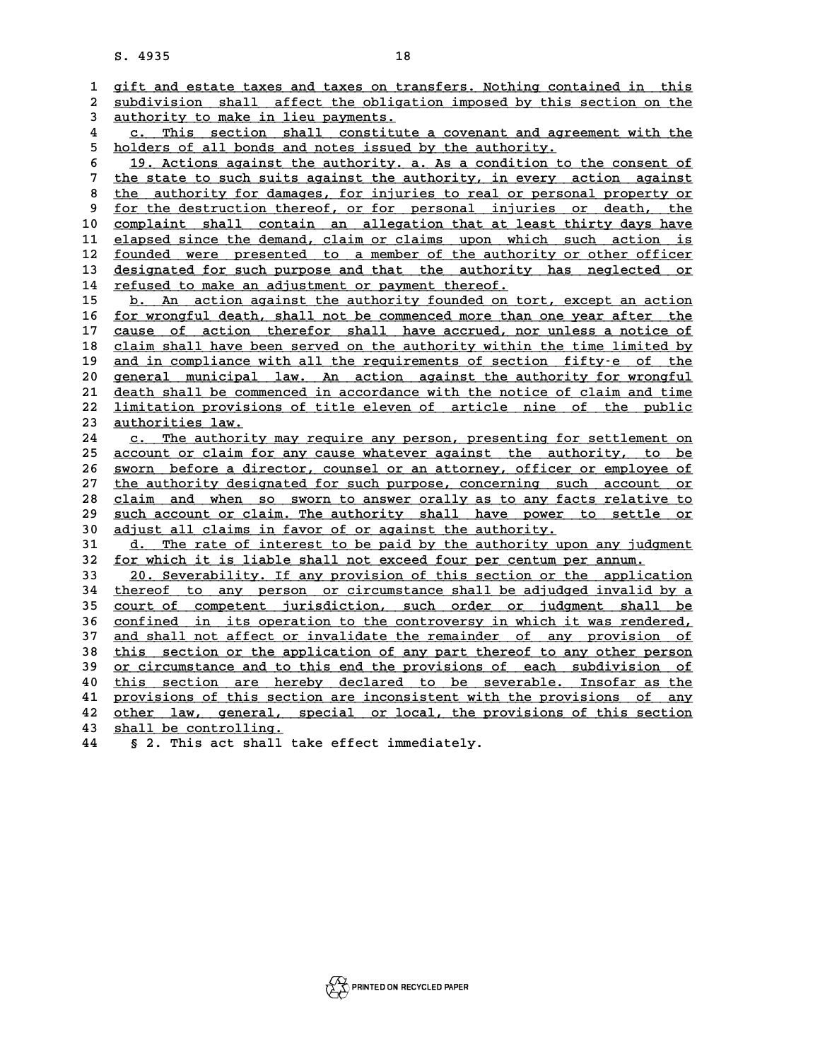gift and estate taxes and taxes on transfers. Nothing contained in this subdivision shall affect the obligation imposed by this section on the authority to make in lieu payments.

c. This section shall constitute a covenant and agreement with the holders of all bonds and notes issued by the authority.

19. Actions against the authority. a. As a condition to the consent of the state to such suits against the authority, in every action against the authority for damages, for injuries to real or personal property or for the destruction thereof, or for personal injuries or death, the complaint shall contain an allegation that at least thirty days have elapsed since the demand, claim or claims upon which such action is founded were presented to a member of the authority or other officer designated for such purpose and that the authority has neglected or refused to make an adjustment or payment thereof.

b. An action against the authority founded on tort, except an action for wrongful death, shall not be commenced more than one year after the cause of action therefor shall have accrued, nor unless a notice of claim shall have been served on the authority within the time limited by and in compliance with all the requirements of section fifty-e of the general municipal law. An action against the authority for wrongful death shall be commenced in accordance with the notice of claim and time limitation provisions of title eleven of article nine of the public authorities law.

c. The authority may require any person, presenting for settlement on account or claim for any cause whatever against the authority, to be sworn before a director, counsel or an attorney, officer or employee of the authority designated for such purpose, concerning such account or claim and when so sworn to answer orally as to any facts relative to such account or claim. The authority shall have power to settle or adjust all claims in favor of or against the authority.

d. The rate of interest to be paid by the authority upon any judgment for which it is liable shall not exceed four per centum per annum.

20. Severability. If any provision of this section or the application thereof to any person or circumstance shall be adjudged invalid by a court of competent jurisdiction, such order or judgment shall be confined in its operation to the controversy in which it was rendered, and shall not affect or invalidate the remainder of any provision of this section or the application of any part thereof to any other person or circumstance and to this end the provisions of each subdivision of this section are hereby declared to be severable. Insofar as the provisions of this section are inconsistent with the provisions of any other law, general, special or local, the provisions of this section shall be controlling.

§ 2. This act shall take effect immediately.